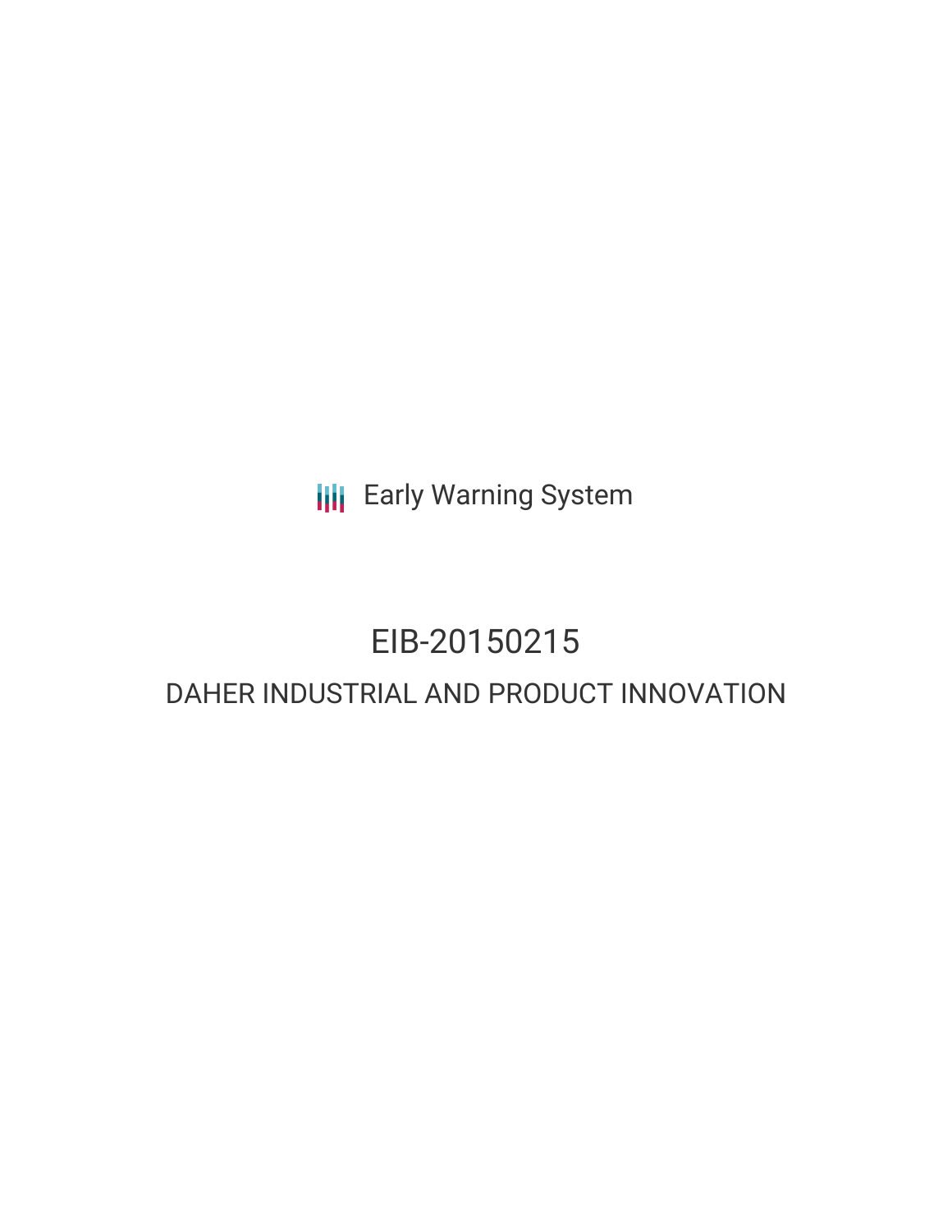Early Warning System

# EIB-20150215

## DAHER INDUSTRIAL AND PRODUCT INNOVATION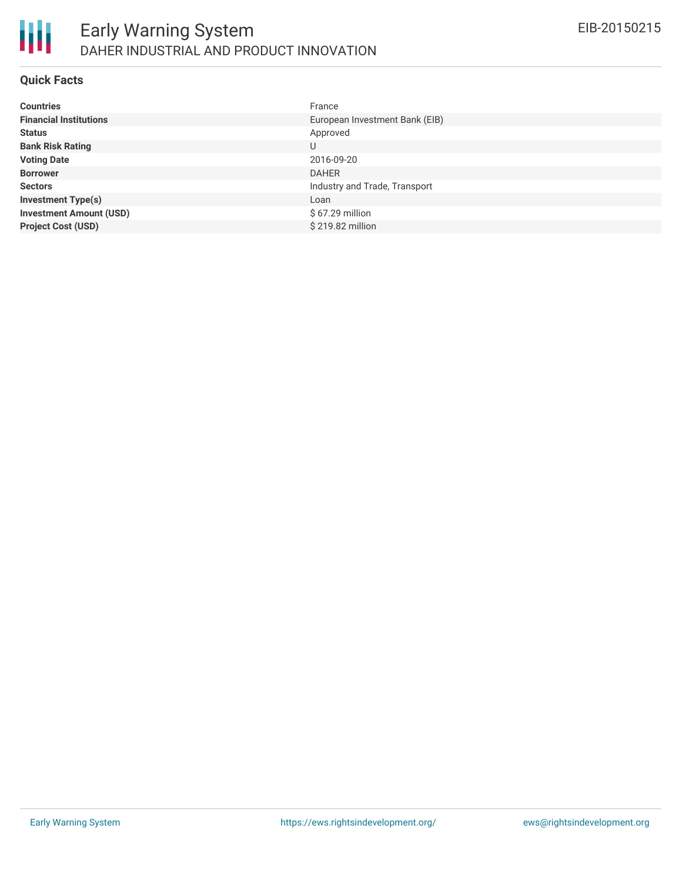## Quick Facts

| | |
|---|---|
| **Countries** | France |
| **Financial Institutions** | European Investment Bank (EIB) |
| **Status** | Approved |
| **Bank Risk Rating** | U |
| **Voting Date** | 2016-09-20 |
| **Borrower** | DAHER |
| **Sectors** | Industry and Trade, Transport |
| **Investment Type(s)** | Loan |
| **Investment Amount (USD)** | $ 67.29 million |
| **Project Cost (USD)** | $ 219.82 million |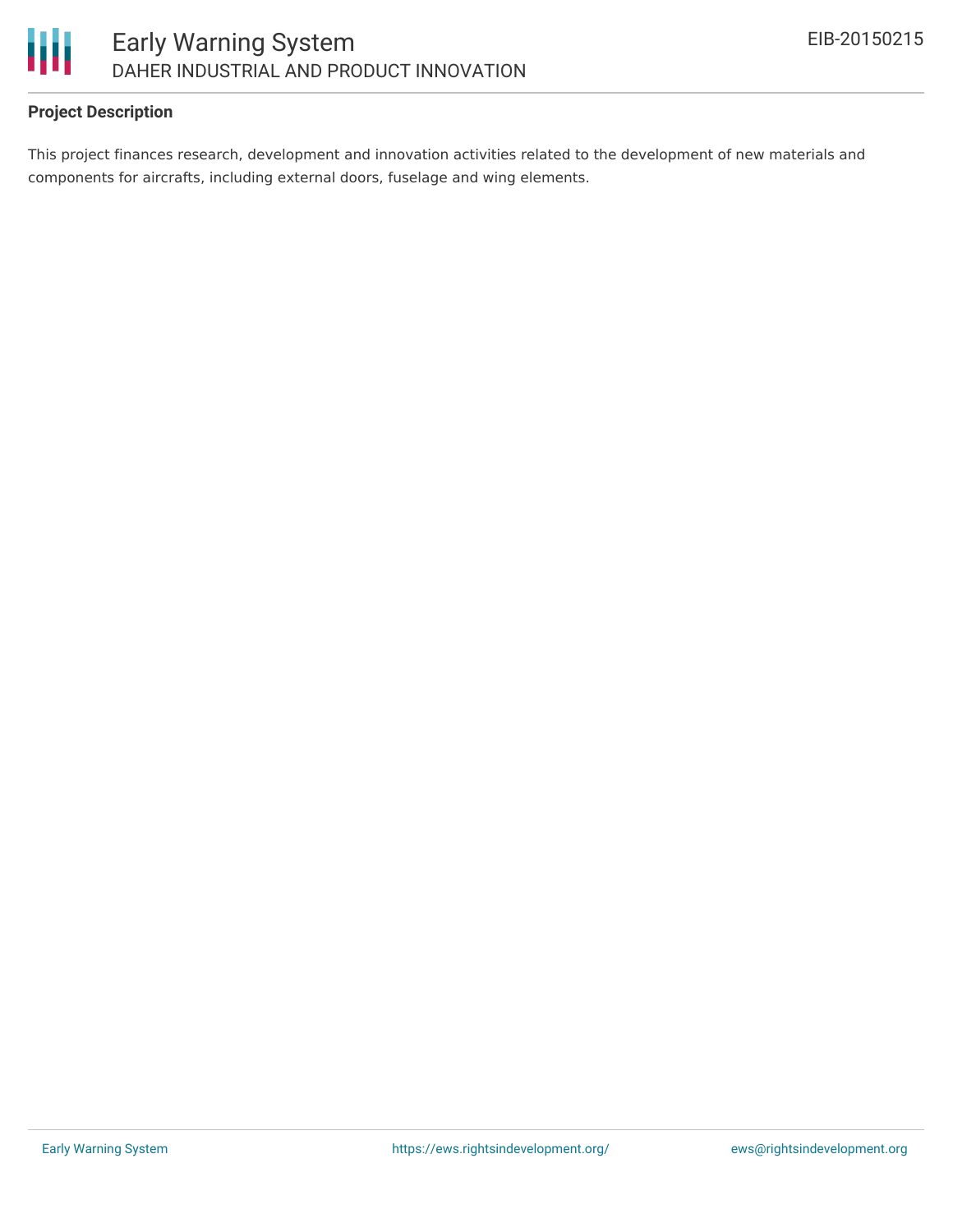**Project Description**

This project finances research, development and innovation activities related to the development of new materials and components for aircrafts, including external doors, fuselage and wing elements.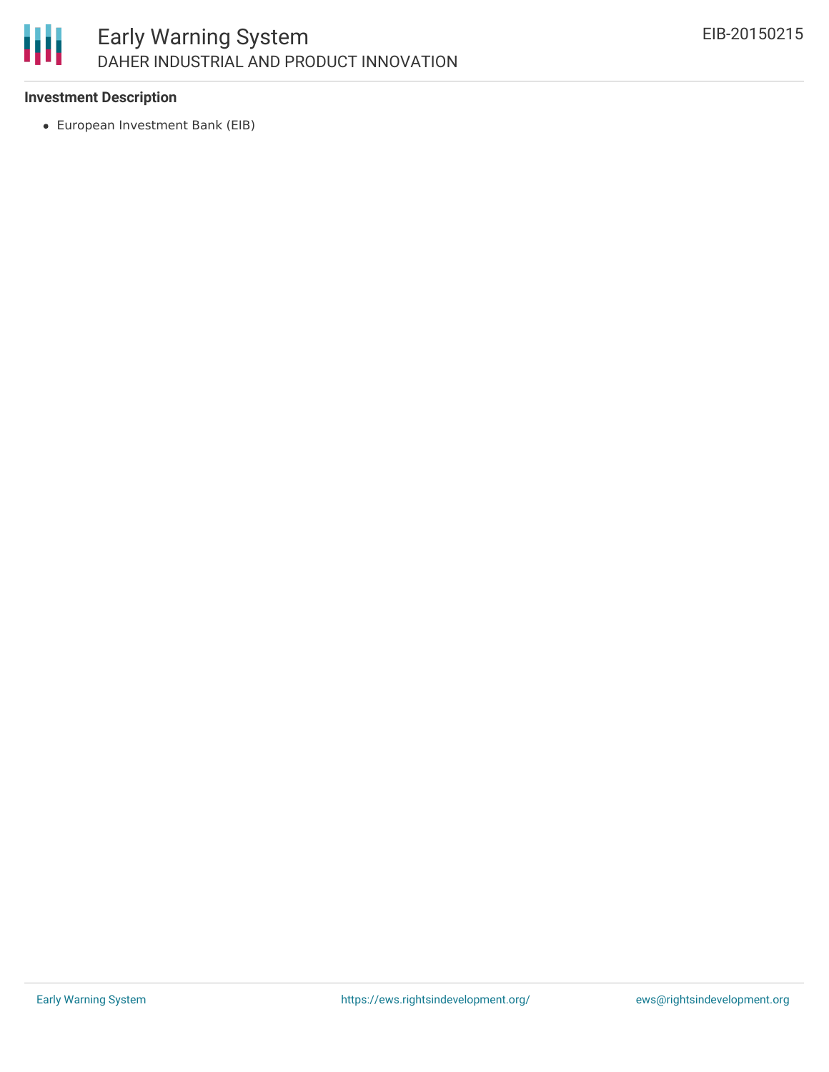**Investment Description**

- European Investment Bank (EIB)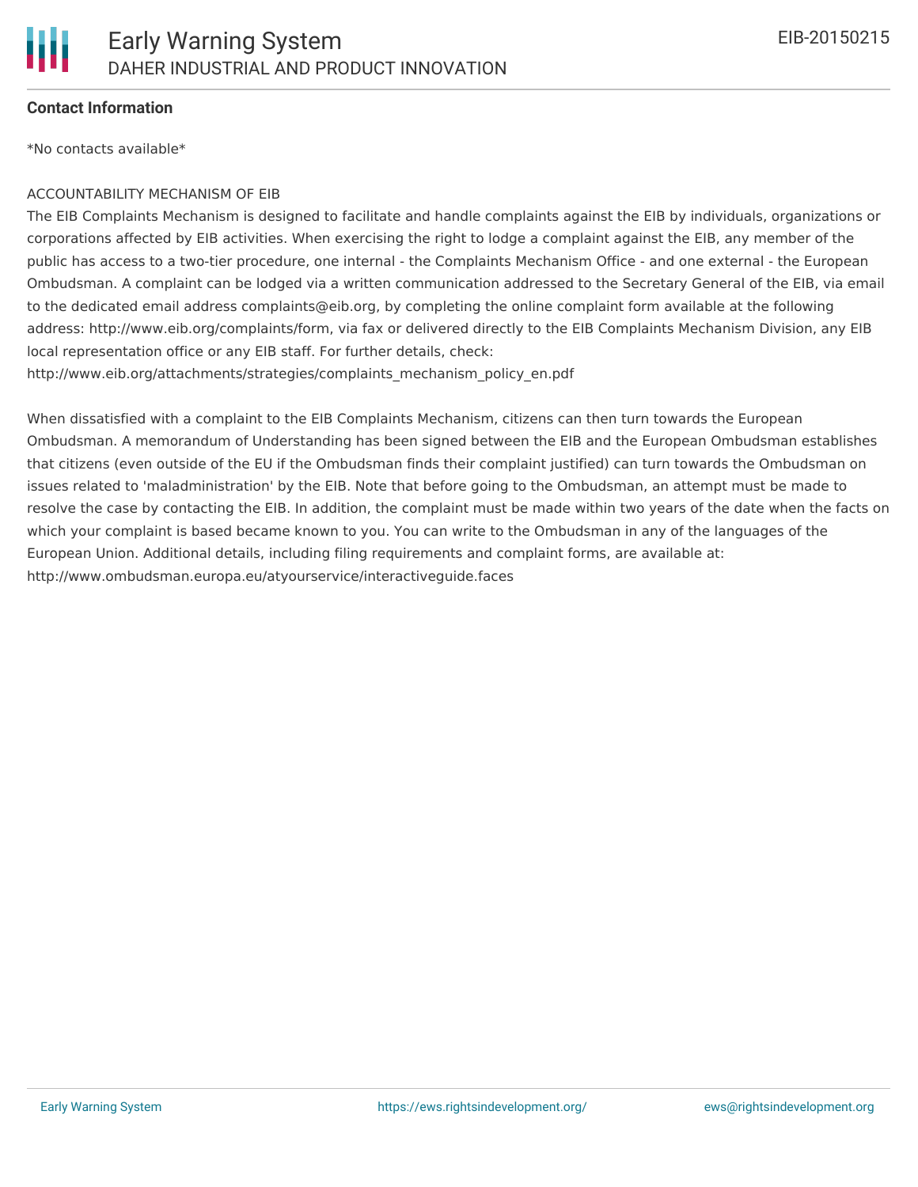**Contact Information**

*No contacts available*

ACCOUNTABILITY MECHANISM OF EIB

The EIB Complaints Mechanism is designed to facilitate and handle complaints against the EIB by individuals, organizations or corporations affected by EIB activities. When exercising the right to lodge a complaint against the EIB, any member of the public has access to a two-tier procedure, one internal - the Complaints Mechanism Office - and one external - the European Ombudsman. A complaint can be lodged via a written communication addressed to the Secretary General of the EIB, via email to the dedicated email address complaints@eib.org, by completing the online complaint form available at the following address: http://www.eib.org/complaints/form, via fax or delivered directly to the EIB Complaints Mechanism Division, any EIB local representation office or any EIB staff. For further details, check: http://www.eib.org/attachments/strategies/complaints_mechanism_policy_en.pdf

When dissatisfied with a complaint to the EIB Complaints Mechanism, citizens can then turn towards the European Ombudsman. A memorandum of Understanding has been signed between the EIB and the European Ombudsman establishes that citizens (even outside of the EU if the Ombudsman finds their complaint justified) can turn towards the Ombudsman on issues related to 'maladministration' by the EIB. Note that before going to the Ombudsman, an attempt must be made to resolve the case by contacting the EIB. In addition, the complaint must be made within two years of the date when the facts on which your complaint is based became known to you. You can write to the Ombudsman in any of the languages of the European Union. Additional details, including filing requirements and complaint forms, are available at: http://www.ombudsman.europa.eu/atyourservice/interactiveguide.faces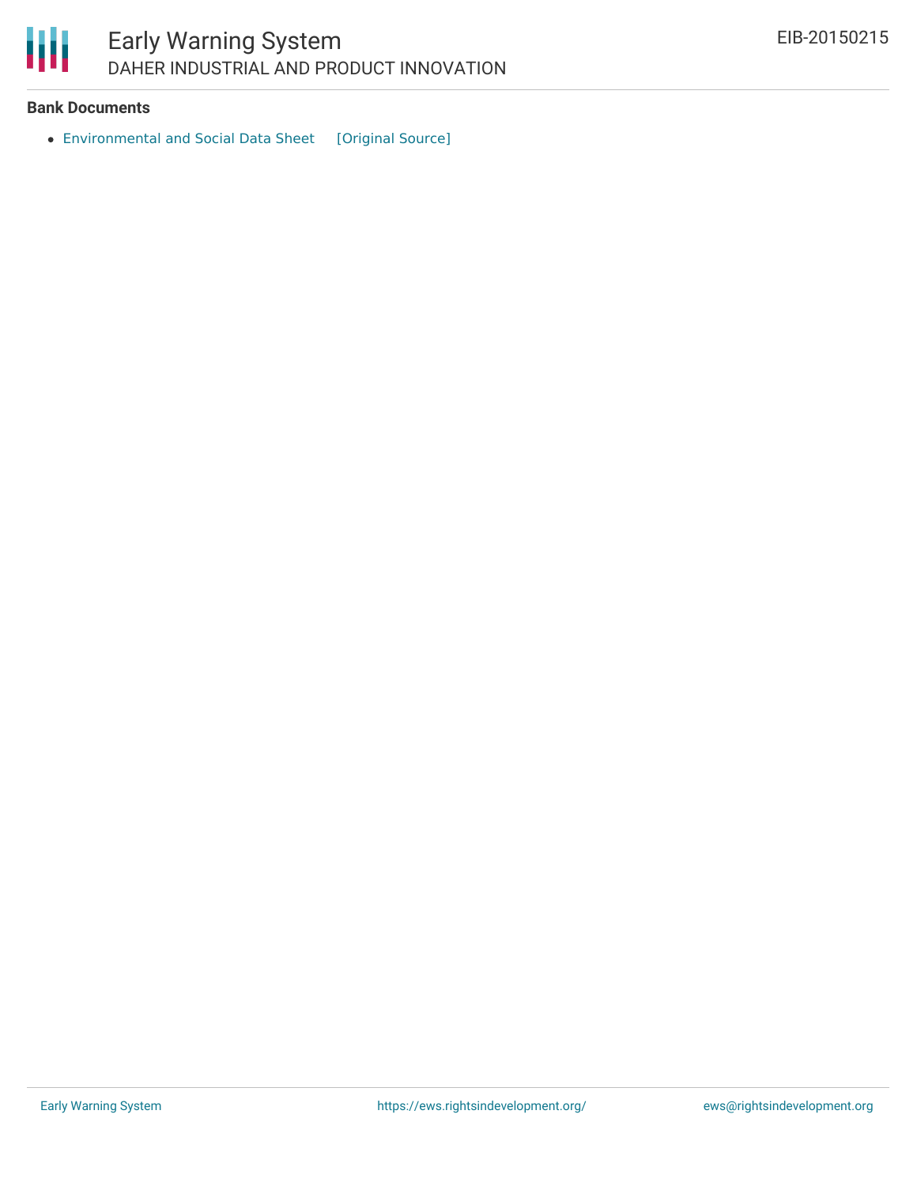**Bank Documents**

- Environmental and Social Data Sheet [Original Source]